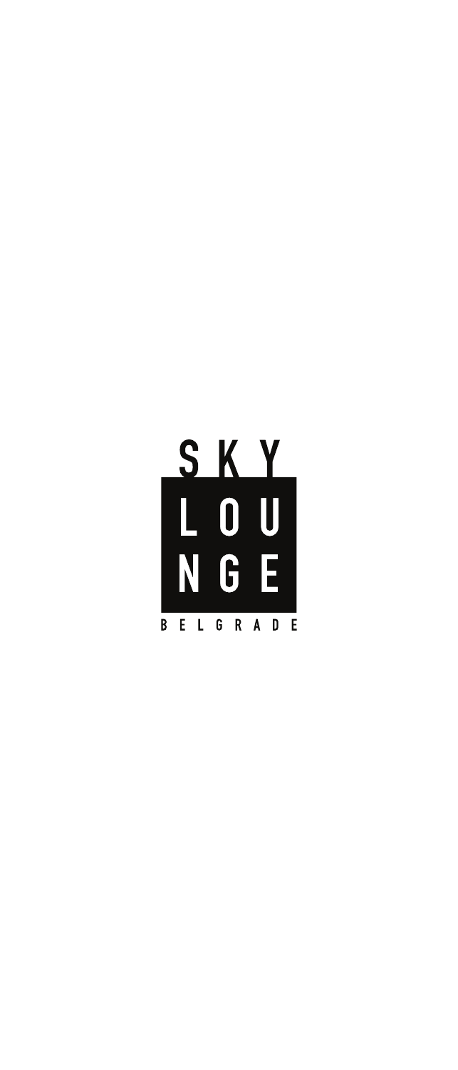# SKY LOUNGE

BELGRADE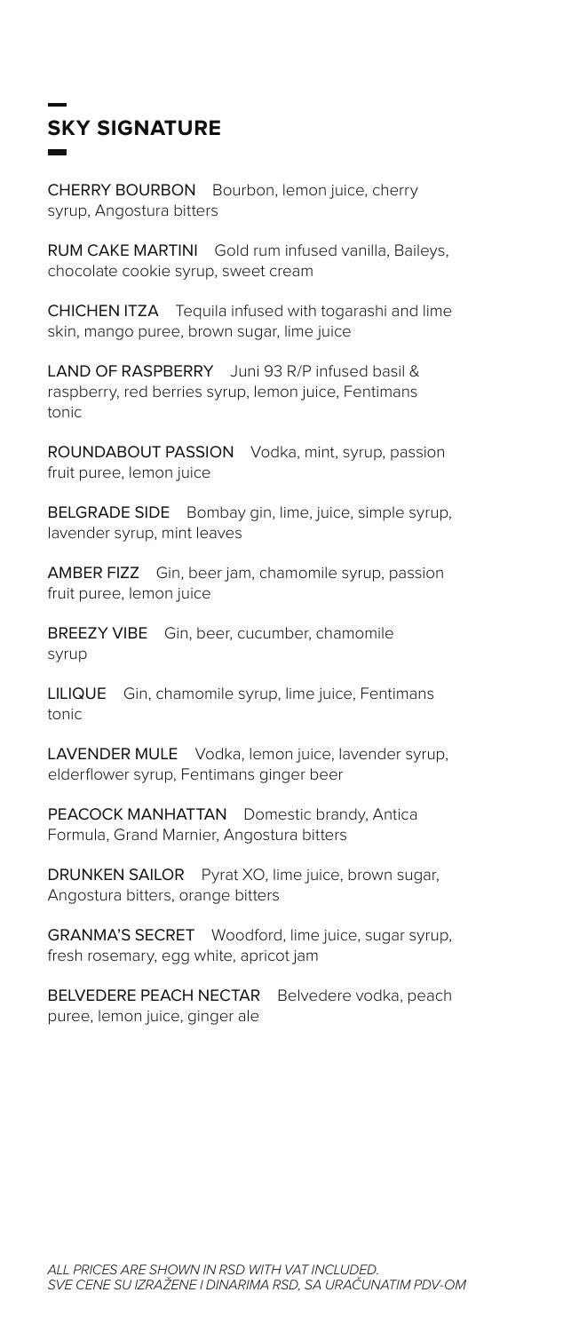## SKY SIGNATURE

**CHERRY BOURBON** Bourbon, lemon juice, cherry syrup, Angostura bitters

**RUM CAKE MARTINI** Gold rum infused vanilla, Baileys, chocolate cookie syrup, sweet cream

**CHICHEN ITZA** Tequila infused with togarashi and lime skin, mango puree, brown sugar, lime juice

**LAND OF RASPBERRY** Juni 93 R/P infused basil & raspberry, red berries syrup, lemon juice, Fentimans tonic

**ROUNDABOUT PASSION** Vodka, mint, syrup, passion fruit puree, lemon juice

**BELGRADE SIDE** Bombay gin, lime, juice, simple syrup, lavender syrup, mint leaves

**AMBER FIZZ** Gin, beer jam, chamomile syrup, passion fruit puree, lemon juice

**BREEZY VIBE** Gin, beer, cucumber, chamomile syrup

**LILIQUE** Gin, chamomile syrup, lime juice, Fentimans tonic

**LAVENDER MULE** Vodka, lemon juice, lavender syrup, elderflower syrup, Fentimans ginger beer

**PEACOCK MANHATTAN** Domestic brandy, Antica Formula, Grand Marnier, Angostura bitters

**DRUNKEN SAILOR** Pyrat XO, lime juice, brown sugar, Angostura bitters, orange bitters

**GRANMA'S SECRET** Woodford, lime juice, sugar syrup, fresh rosemary, egg white, apricot jam

**BELVEDERE PEACH NECTAR** Belvedere vodka, peach puree, lemon juice, ginger ale

*ALL PRICES ARE SHOWN IN RSD WITH VAT INCLUDED.*
*SVE CENE SU IZRAŽENE I DINARIMA RSD, SA URAČUNATIM PDV-OM*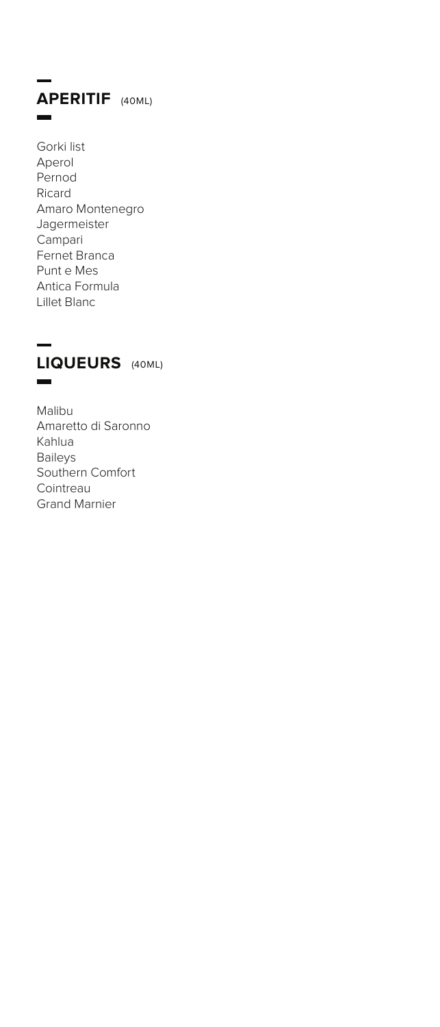## APERITIF (40ML)

Gorki list
Aperol
Pernod
Ricard
Amaro Montenegro
Jagermeister
Campari
Fernet Branca
Punt e Mes
Antica Formula
Lillet Blanc

## LIQUEURS (40ML)

Malibu
Amaretto di Saronno
Kahlua
Baileys
Southern Comfort
Cointreau
Grand Marnier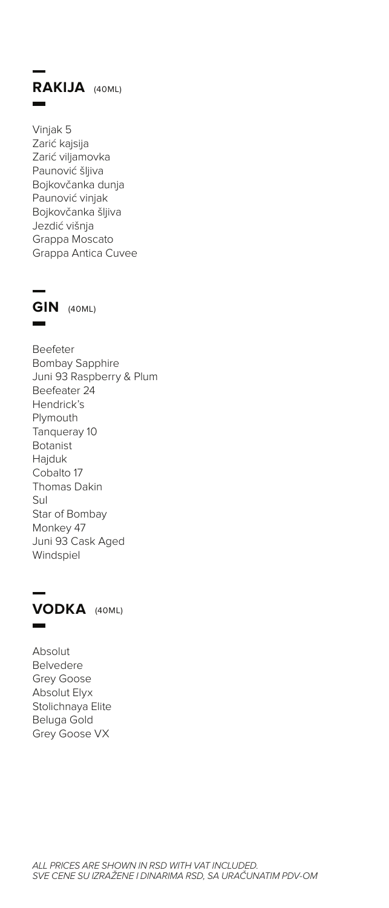## RAKIJA (40ML)

Vinjak 5
Zarić kajsija
Zarić viljamovka
Paunović šljiva
Bojkovčanka dunja
Paunović vinjak
Bojkovčanka šljiva
Jezdić višnja
Grappa Moscato
Grappa Antica Cuvee

## GIN (40ML)

Beefeter
Bombay Sapphire
Juni 93 Raspberry & Plum
Beefeater 24
Hendrick's
Plymouth
Tanqueray 10
Botanist
Hajduk
Cobalto 17
Thomas Dakin
Sul
Star of Bombay
Monkey 47
Juni 93 Cask Aged
Windspiel

## VODKA (40ML)

Absolut
Belvedere
Grey Goose
Absolut Elyx
Stolichnaya Elite
Beluga Gold
Grey Goose VX

*ALL PRICES ARE SHOWN IN RSD WITH VAT INCLUDED.*
*SVE CENE SU IZRAŽENE I DINARIMA RSD, SA URAČUNATIM PDV-OM*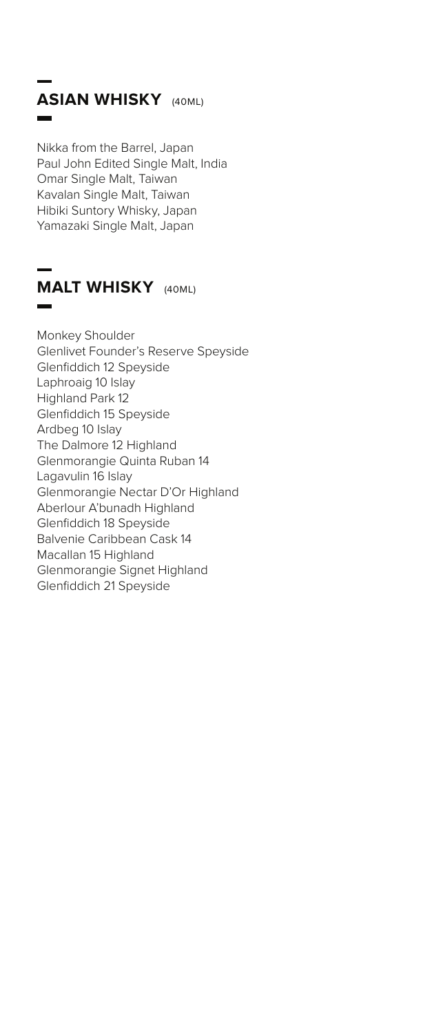## ASIAN WHISKY (40ML)

Nikka from the Barrel, Japan
Paul John Edited Single Malt, India
Omar Single Malt, Taiwan
Kavalan Single Malt, Taiwan
Hibiki Suntory Whisky, Japan
Yamazaki Single Malt, Japan

## MALT WHISKY (40ML)

Monkey Shoulder
Glenlivet Founder's Reserve Speyside
Glenfiddich 12 Speyside
Laphroaig 10 Islay
Highland Park 12
Glenfiddich 15 Speyside
Ardbeg 10 Islay
The Dalmore 12 Highland
Glenmorangie Quinta Ruban 14
Lagavulin 16 Islay
Glenmorangie Nectar D'Or Highland
Aberlour A'bunadh Highland
Glenfiddich 18 Speyside
Balvenie Caribbean Cask 14
Macallan 15 Highland
Glenmorangie Signet Highland
Glenfiddich 21 Speyside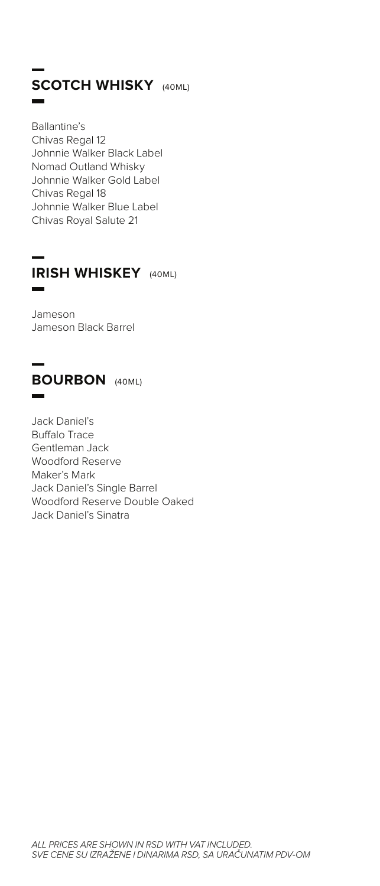## SCOTCH WHISKY (40ML)

Ballantine's
Chivas Regal 12
Johnnie Walker Black Label
Nomad Outland Whisky
Johnnie Walker Gold Label
Chivas Regal 18
Johnnie Walker Blue Label
Chivas Royal Salute 21

## IRISH WHISKEY (40ML)

Jameson
Jameson Black Barrel

## BOURBON (40ML)

Jack Daniel's
Buffalo Trace
Gentleman Jack
Woodford Reserve
Maker's Mark
Jack Daniel's Single Barrel
Woodford Reserve Double Oaked
Jack Daniel's Sinatra

*ALL PRICES ARE SHOWN IN RSD WITH VAT INCLUDED.*
*SVE CENE SU IZRAŽENE I DINARIMA RSD, SA URAČUNATIM PDV-OM*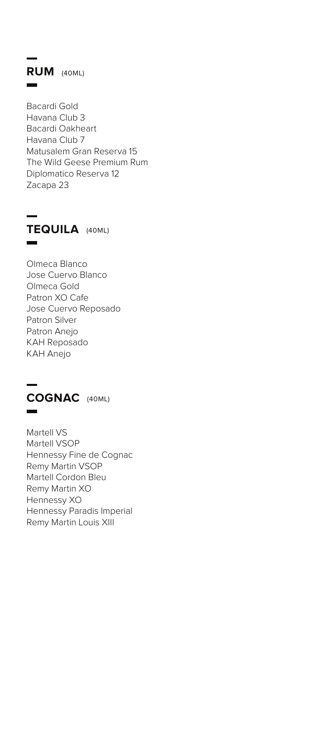## RUM (40ML)

Bacardi Gold
Havana Club 3
Bacardi Oakheart
Havana Club 7
Matusalem Gran Reserva 15
The Wild Geese Premium Rum
Diplomatico Reserva 12
Zacapa 23

## TEQUILA (40ML)

Olmeca Blanco
Jose Cuervo Blanco
Olmeca Gold
Patron XO Cafe
Jose Cuervo Reposado
Patron Silver
Patron Anejo
KAH Reposado
KAH Anejo

## COGNAC (40ML)

Martell VS
Martell VSOP
Hennessy Fine de Cognac
Remy Martin VSOP
Martell Cordon Bleu
Remy Martin XO
Hennessy XO
Hennessy Paradis Imperial
Remy Martin Louis XIII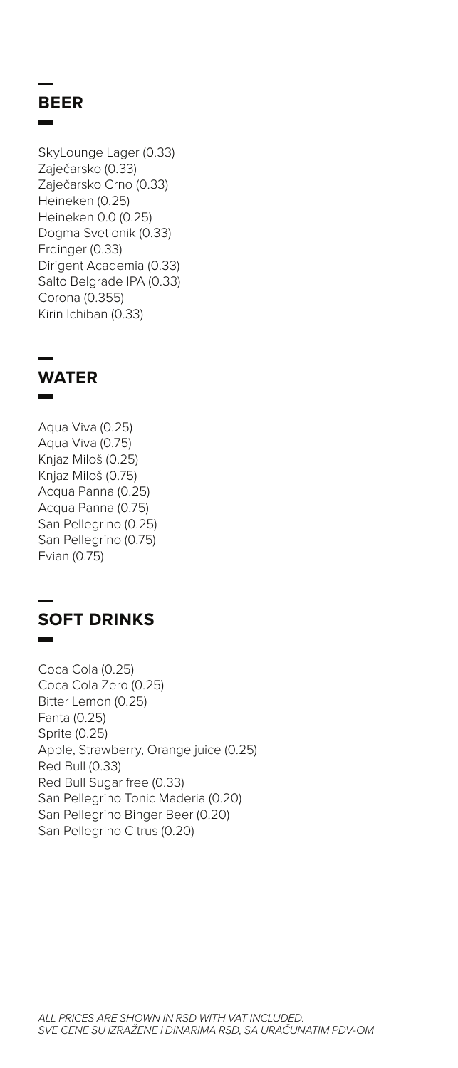## BEER

SkyLounge Lager (0.33)
Zaječarsko (0.33)
Zaječarsko Crno (0.33)
Heineken (0.25)
Heineken 0.0 (0.25)
Dogma Svetionik (0.33)
Erdinger (0.33)
Dirigent Academia (0.33)
Salto Belgrade IPA (0.33)
Corona (0.355)
Kirin Ichiban (0.33)

## WATER

Aqua Viva (0.25)
Aqua Viva (0.75)
Knjaz Miloš (0.25)
Knjaz Miloš (0.75)
Acqua Panna (0.25)
Acqua Panna (0.75)
San Pellegrino (0.25)
San Pellegrino (0.75)
Evian (0.75)

## SOFT DRINKS

Coca Cola (0.25)
Coca Cola Zero (0.25)
Bitter Lemon (0.25)
Fanta (0.25)
Sprite (0.25)
Apple, Strawberry, Orange juice (0.25)
Red Bull (0.33)
Red Bull Sugar free (0.33)
San Pellegrino Tonic Maderia (0.20)
San Pellegrino Binger Beer (0.20)
San Pellegrino Citrus (0.20)

*ALL PRICES ARE SHOWN IN RSD WITH VAT INCLUDED.*
*SVE CENE SU IZRAŽENE I DINARIMA RSD, SA URAČUNATIM PDV-OM*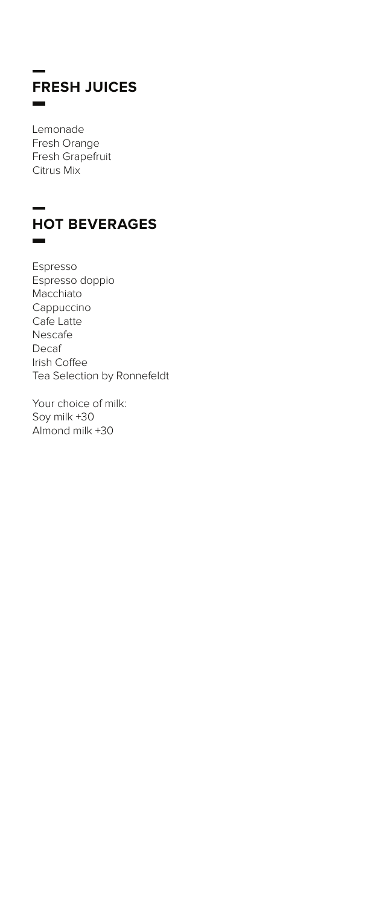## FRESH JUICES

Lemonade
Fresh Orange
Fresh Grapefruit
Citrus Mix

## HOT BEVERAGES

Espresso
Espresso doppio
Macchiato
Cappuccino
Cafe Latte
Nescafe
Decaf
Irish Coffee
Tea Selection by Ronnefeldt

Your choice of milk:
Soy milk +30
Almond milk +30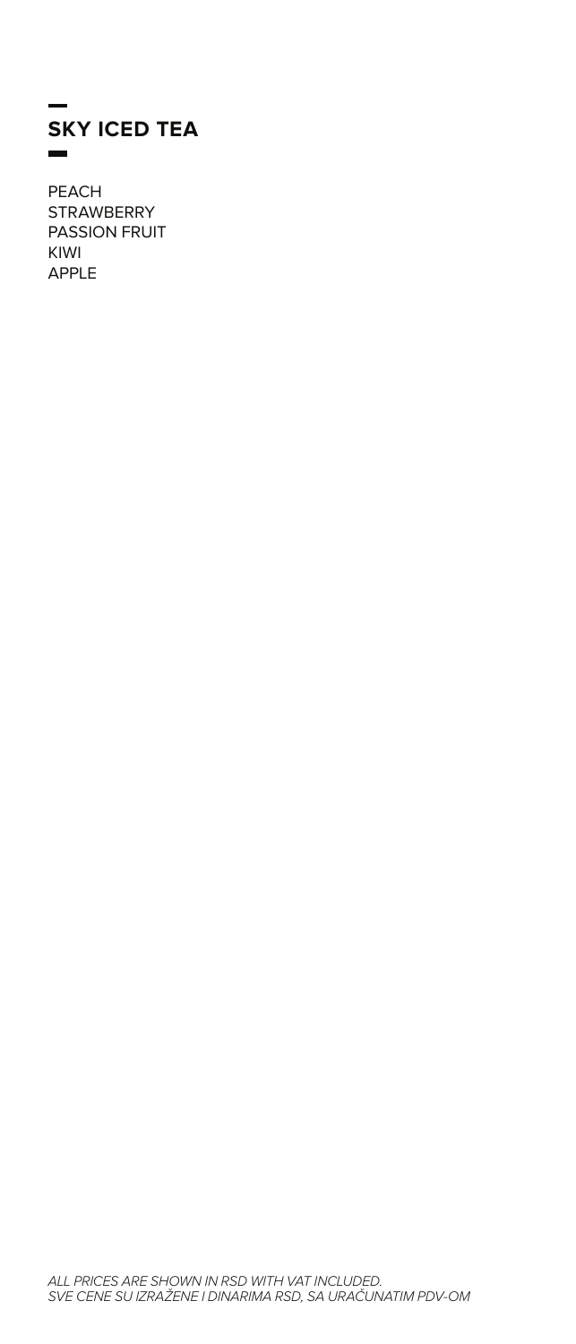## SKY ICED TEA

PEACH
STRAWBERRY
PASSION FRUIT
KIWI
APPLE

*ALL PRICES ARE SHOWN IN RSD WITH VAT INCLUDED.*
*SVE CENE SU IZRAŽENE I DINARIMA RSD, SA URAČUNATIM PDV-OM*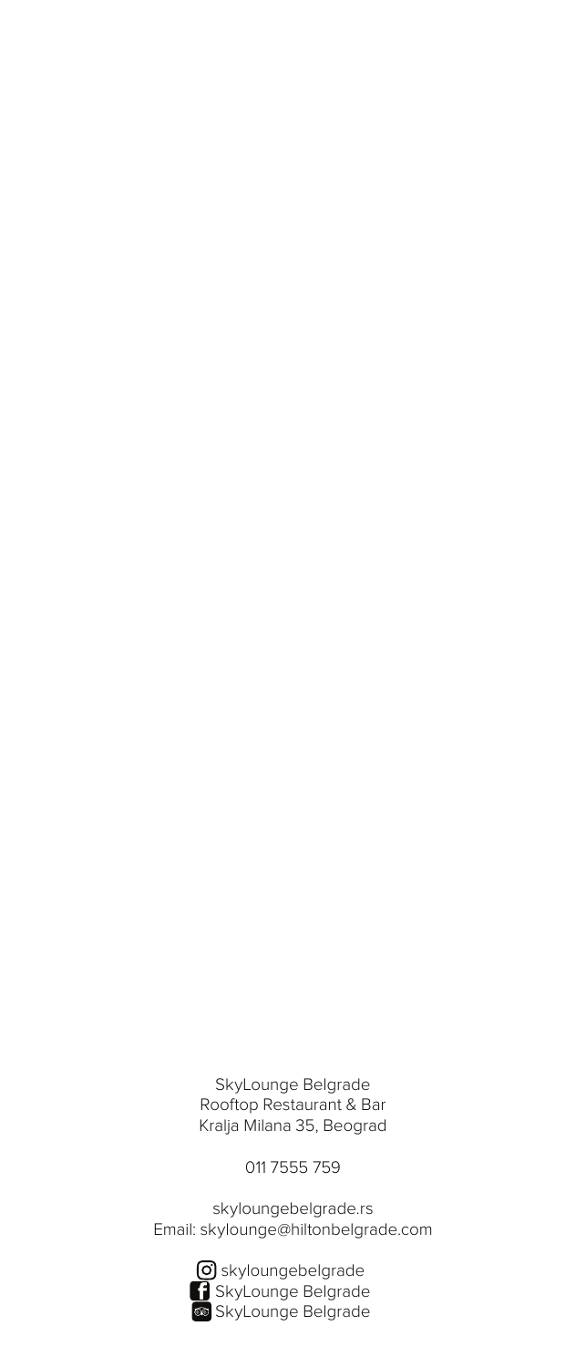SkyLounge Belgrade
Rooftop Restaurant & Bar
Kralja Milana 35, Beograd

011 7555 759

skyloungebelgrade.rs
Email: skylounge@hiltonbelgrade.com

skyloungebelgrade
SkyLounge Belgrade
SkyLounge Belgrade